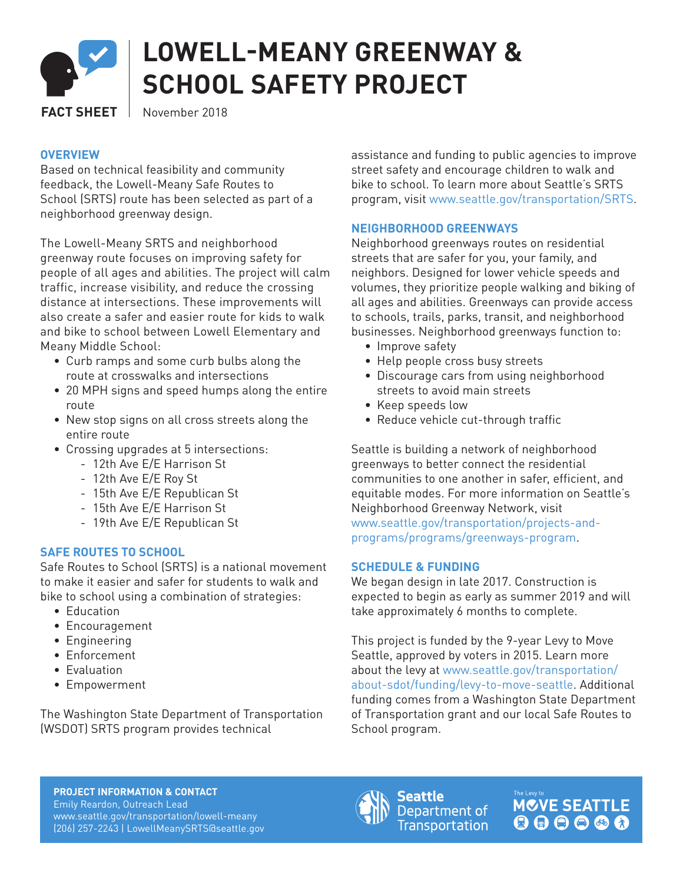# LOWELL-MEANY GREENWAY & SCHOOL SAFETY PROJECT

**FACT SHEET** | November 2018

## OVERVIEW

Based on technical feasibility and community feedback, the Lowell-Meany Safe Routes to School (SRTS) route has been selected as part of a neighborhood greenway design.

The Lowell-Meany SRTS and neighborhood greenway route focuses on improving safety for people of all ages and abilities. The project will calm traffic, increase visibility, and reduce the crossing distance at intersections. These improvements will also create a safer and easier route for kids to walk and bike to school between Lowell Elementary and Meany Middle School:

- Curb ramps and some curb bulbs along the route at crosswalks and intersections
- 20 MPH signs and speed humps along the entire route
- New stop signs on all cross streets along the entire route
- Crossing upgrades at 5 intersections:
  - 12th Ave E/E Harrison St
  - 12th Ave E/E Roy St
  - 15th Ave E/E Republican St
  - 15th Ave E/E Harrison St
  - 19th Ave E/E Republican St

## SAFE ROUTES TO SCHOOL

Safe Routes to School (SRTS) is a national movement to make it easier and safer for students to walk and bike to school using a combination of strategies:

- Education
- Encouragement
- Engineering
- Enforcement
- Evaluation
- Empowerment

The Washington State Department of Transportation (WSDOT) SRTS program provides technical assistance and funding to public agencies to improve street safety and encourage children to walk and bike to school. To learn more about Seattle's SRTS program, visit www.seattle.gov/transportation/SRTS.

## NEIGHBORHOOD GREENWAYS

Neighborhood greenways routes on residential streets that are safer for you, your family, and neighbors. Designed for lower vehicle speeds and volumes, they prioritize people walking and biking of all ages and abilities. Greenways can provide access to schools, trails, parks, transit, and neighborhood businesses. Neighborhood greenways function to:

- Improve safety
- Help people cross busy streets
- Discourage cars from using neighborhood streets to avoid main streets
- Keep speeds low
- Reduce vehicle cut-through traffic

Seattle is building a network of neighborhood greenways to better connect the residential communities to one another in safer, efficient, and equitable modes. For more information on Seattle's Neighborhood Greenway Network, visit www.seattle.gov/transportation/projects-and-programs/programs/greenways-program.

## SCHEDULE & FUNDING

We began design in late 2017. Construction is expected to begin as early as summer 2019 and will take approximately 6 months to complete.

This project is funded by the 9-year Levy to Move Seattle, approved by voters in 2015. Learn more about the levy at www.seattle.gov/transportation/about-sdot/funding/levy-to-move-seattle. Additional funding comes from a Washington State Department of Transportation grant and our local Safe Routes to School program.

**PROJECT INFORMATION & CONTACT**
Emily Reardon, Outreach Lead
www.seattle.gov/transportation/lowell-meany
(206) 257-2243 | LowellMeanySRTS@seattle.gov

Seattle Department of Transportation

The Levy to MOVE SEATTLE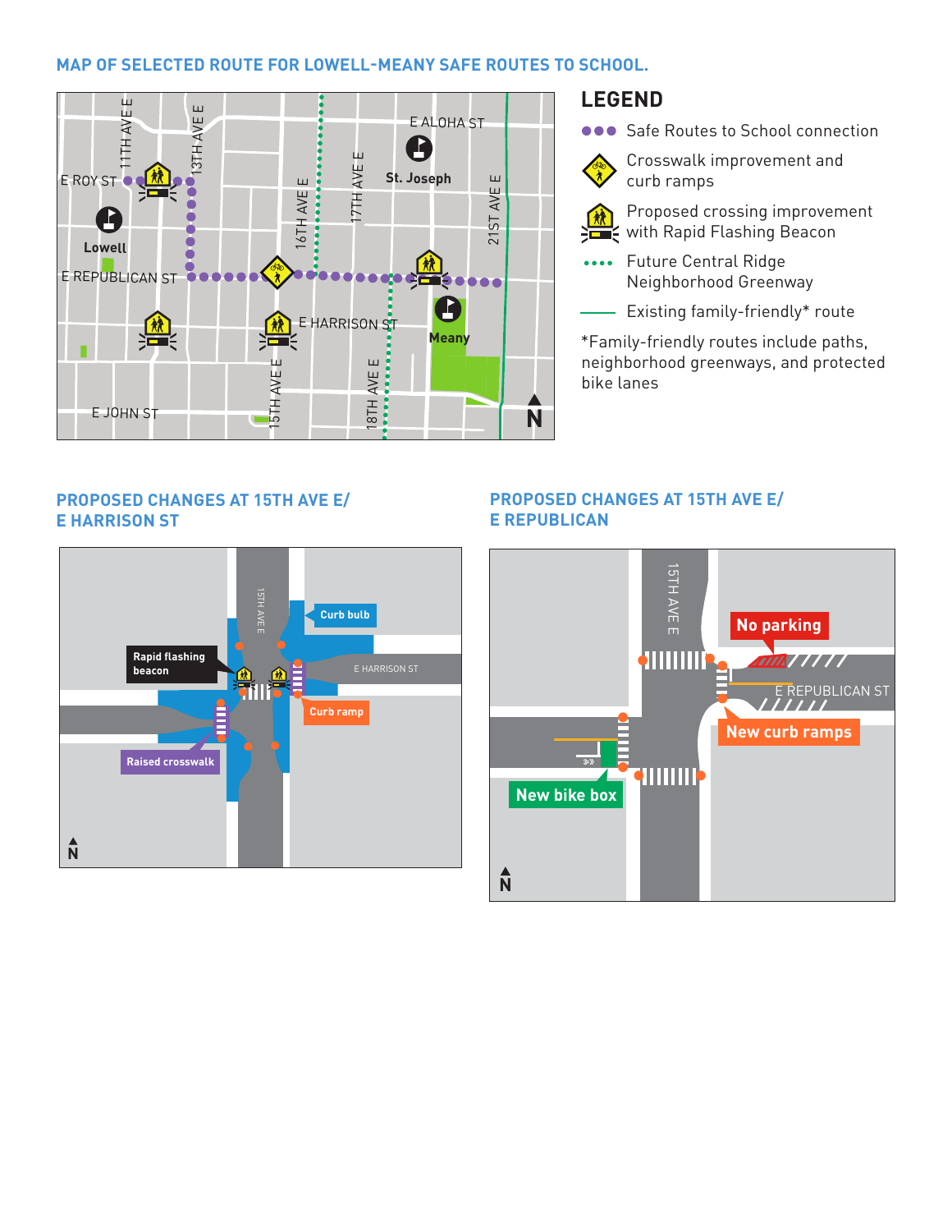## MAP OF SELECTED ROUTE FOR LOWELL-MEANY SAFE ROUTES TO SCHOOL.

11TH AVE E
13TH AVE E
E ROY ST
Lowell
E REPUBLICAN ST
E ALOHA ST
St. Joseph
16TH AVE E
17TH AVE E
21ST AVE E
E HARRISON ST
Meany
15TH AVE E
18TH AVE E
E JOHN ST
N

### LEGEND

- Safe Routes to School connection
- Crosswalk improvement and curb ramps
- Proposed crossing improvement with Rapid Flashing Beacon
- Future Central Ridge Neighborhood Greenway
- Existing family-friendly* route

*Family-friendly routes include paths, neighborhood greenways, and protected bike lanes

## PROPOSED CHANGES AT 15TH AVE E/ E HARRISON ST

15TH AVE E
Curb bulb
Rapid flashing beacon
E HARRISON ST
Curb ramp
Raised crosswalk
N

## PROPOSED CHANGES AT 15TH AVE E/ E REPUBLICAN

15TH AVE E
No parking
E REPUBLICAN ST
New curb ramps
New bike box
N